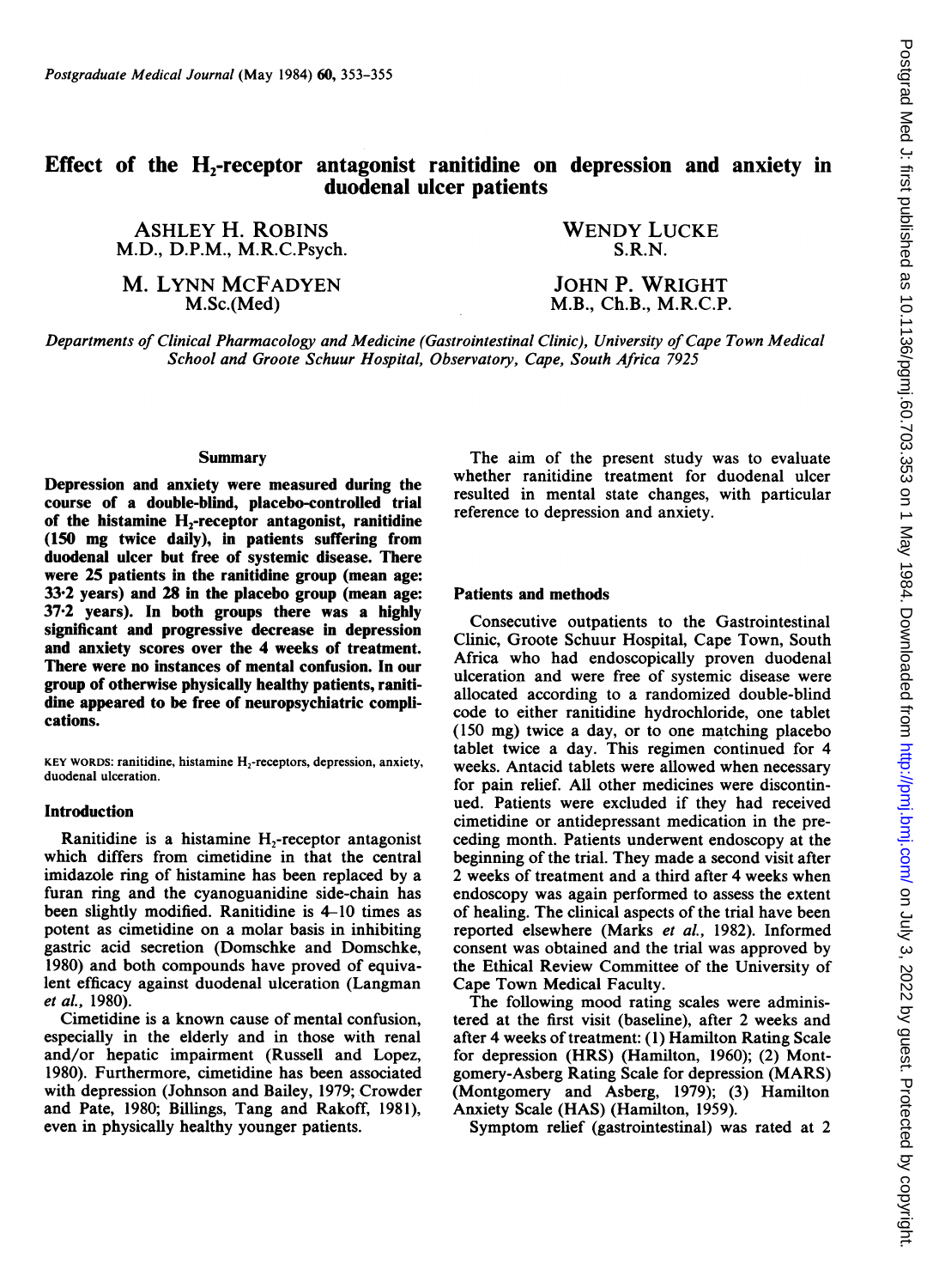# Effect of the $H_2$-receptor antagonist ranitidine on depression and anxiety in duodenal ulcer patients

ASHLEY H. ROBINS
M.D., D.P.M., M.R.C.Psych.

WENDY LUCKE
S.R.N.

M. LYNN MCFADYEN
M.Sc.(Med)

JOHN P. WRIGHT
M.B., Ch.B., M.R.C.P.

*Departments of Clinical Pharmacology and Medicine (Gastrointestinal Clinic), University of Cape Town Medical School and Groote Schuur Hospital, Observatory, Cape, South Africa 7925*

## Summary

**Depression and anxiety were measured during the course of a double-blind, placebo-controlled trial of the histamine $H_2$-receptor antagonist, ranitidine (150 mg twice daily), in patients suffering from duodenal ulcer but free of systemic disease. There were 25 patients in the ranitidine group (mean age: 33·2 years) and 28 in the placebo group (mean age: 37·2 years). In both groups there was a highly significant and progressive decrease in depression and anxiety scores over the 4 weeks of treatment. There were no instances of mental confusion. In our group of otherwise physically healthy patients, ranitidine appeared to be free of neuropsychiatric complications.**

KEY WORDS: ranitidine, histamine $H_2$-receptors, depression, anxiety, duodenal ulceration.

## Introduction

Ranitidine is a histamine $H_2$-receptor antagonist which differs from cimetidine in that the central imidazole ring of histamine has been replaced by a furan ring and the cyanoguanidine side-chain has been slightly modified. Ranitidine is 4–10 times as potent as cimetidine on a molar basis in inhibiting gastric acid secretion (Domschke and Domschke, 1980) and both compounds have proved of equivalent efficacy against duodenal ulceration (Langman *et al.*, 1980).

Cimetidine is a known cause of mental confusion, especially in the elderly and in those with renal and/or hepatic impairment (Russell and Lopez, 1980). Furthermore, cimetidine has been associated with depression (Johnson and Bailey, 1979; Crowder and Pate, 1980; Billings, Tang and Rakoff, 1981), even in physically healthy younger patients.

The aim of the present study was to evaluate whether ranitidine treatment for duodenal ulcer resulted in mental state changes, with particular reference to depression and anxiety.

## Patients and methods

Consecutive outpatients to the Gastrointestinal Clinic, Groote Schuur Hospital, Cape Town, South Africa who had endoscopically proven duodenal ulceration and were free of systemic disease were allocated according to a randomized double-blind code to either ranitidine hydrochloride, one tablet (150 mg) twice a day, or to one matching placebo tablet twice a day. This regimen continued for 4 weeks. Antacid tablets were allowed when necessary for pain relief. All other medicines were discontinued. Patients were excluded if they had received cimetidine or antidepressant medication in the preceding month. Patients underwent endoscopy at the beginning of the trial. They made a second visit after 2 weeks of treatment and a third after 4 weeks when endoscopy was again performed to assess the extent of healing. The clinical aspects of the trial have been reported elsewhere (Marks *et al.*, 1982). Informed consent was obtained and the trial was approved by the Ethical Review Committee of the University of Cape Town Medical Faculty.

The following mood rating scales were administered at the first visit (baseline), after 2 weeks and after 4 weeks of treatment: (1) Hamilton Rating Scale for depression (HRS) (Hamilton, 1960); (2) Montgomery-Asberg Rating Scale for depression (MARS) (Montgomery and Asberg, 1979); (3) Hamilton Anxiety Scale (HAS) (Hamilton, 1959).

Symptom relief (gastrointestinal) was rated at 2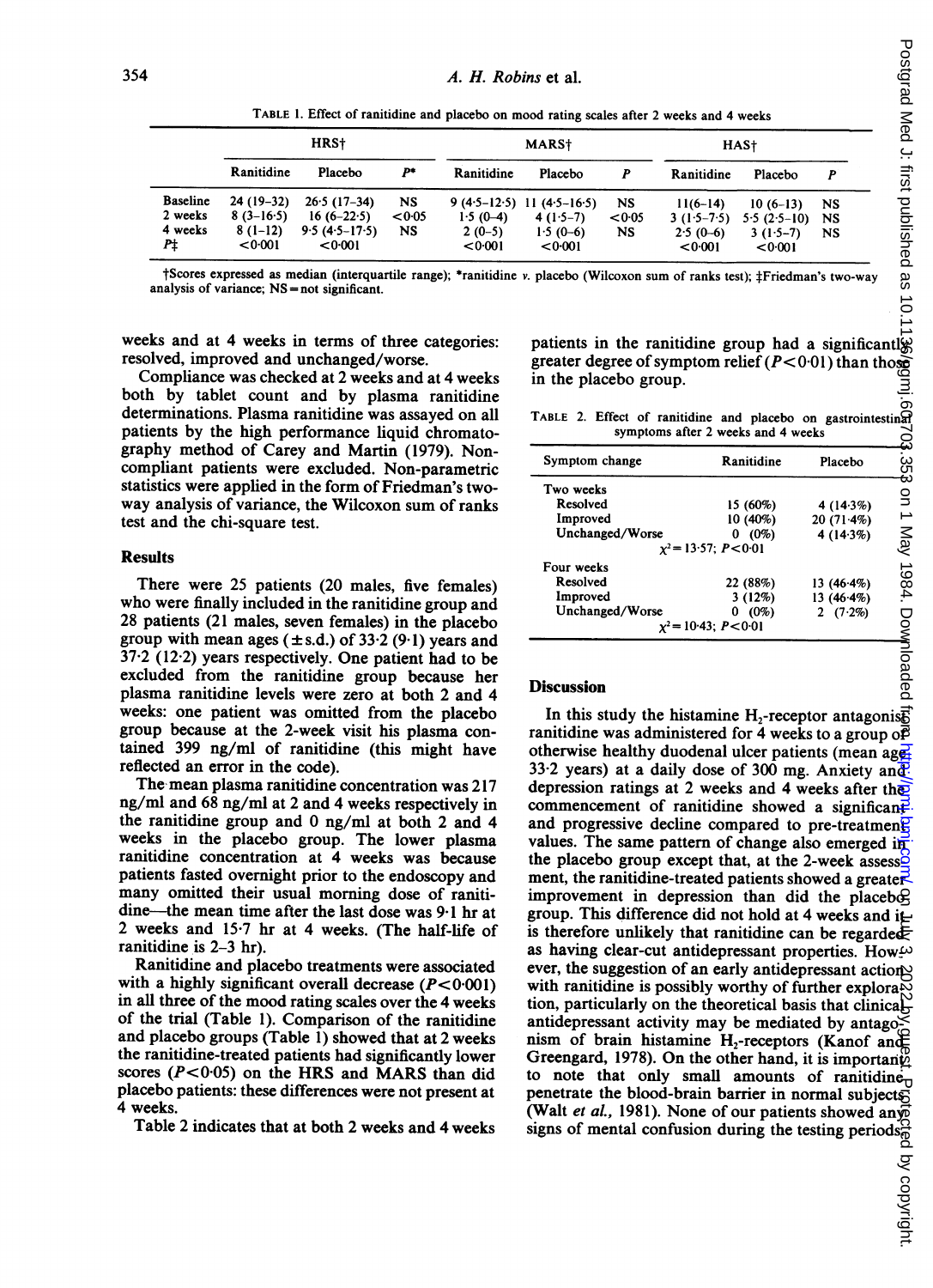TABLE 1. Effect of ranitidine and placebo on mood rating scales after 2 weeks and 4 weeks

| | HRS† | | | MARS† | | | HAS† | | |
|---|---|---|---|---|---|---|---|---|---|
| | Ranitidine | Placebo | P* | Ranitidine | Placebo | P | Ranitidine | Placebo | P |
| Baseline | 24 (19–32) | 26·5 (17–34) | NS | 9 (4·5–12·5) | 11 (4·5–16·5) | NS | 11(6–14) | 10 (6–13) | NS |
| 2 weeks | 8 (3–16·5) | 16 (6–22·5) | <0·05 | 1·5 (0–4) | 4 (1·5–7) | <0·05 | 3 (1·5–7·5) | 5·5 (2·5–10) | NS |
| 4 weeks | 8 (1–12) | 9·5 (4·5–17·5) | NS | 2 (0–5) | 1·5 (0–6) | NS | 2·5 (0–6) | 3 (1·5–7) | NS |
| P‡ | <0·001 | <0·001 | | <0·001 | <0·001 | | <0·001 | <0·001 | |

†Scores expressed as median (interquartile range); *ranitidine *v*. placebo (Wilcoxon sum of ranks test); ‡Friedman's two-way analysis of variance; NS = not significant.

weeks and at 4 weeks in terms of three categories: resolved, improved and unchanged/worse.

Compliance was checked at 2 weeks and at 4 weeks both by tablet count and by plasma ranitidine determinations. Plasma ranitidine was assayed on all patients by the high performance liquid chromatography method of Carey and Martin (1979). Non-compliant patients were excluded. Non-parametric statistics were applied in the form of Friedman's two-way analysis of variance, the Wilcoxon sum of ranks test and the chi-square test.

## Results

There were 25 patients (20 males, five females) who were finally included in the ranitidine group and 28 patients (21 males, seven females) in the placebo group with mean ages (± s.d.) of 33·2 (9·1) years and 37·2 (12·2) years respectively. One patient had to be excluded from the ranitidine group because her plasma ranitidine levels were zero at both 2 and 4 weeks: one patient was omitted from the placebo group because at the 2-week visit his plasma contained 399 ng/ml of ranitidine (this might have reflected an error in the code).

The mean plasma ranitidine concentration was 217 ng/ml and 68 ng/ml at 2 and 4 weeks respectively in the ranitidine group and 0 ng/ml at both 2 and 4 weeks in the placebo group. The lower plasma ranitidine concentration at 4 weeks was because patients fasted overnight prior to the endoscopy and many omitted their usual morning dose of ranitidine—the mean time after the last dose was 9·1 hr at 2 weeks and 15·7 hr at 4 weeks. (The half-life of ranitidine is 2–3 hr).

Ranitidine and placebo treatments were associated with a highly significant overall decrease ($P<0·001$) in all three of the mood rating scales over the 4 weeks of the trial (Table 1). Comparison of the ranitidine and placebo groups (Table 1) showed that at 2 weeks the ranitidine-treated patients had significantly lower scores ($P<0·05$) on the HRS and MARS than did placebo patients: these differences were not present at 4 weeks.

Table 2 indicates that at both 2 weeks and 4 weeks patients in the ranitidine group had a significantly greater degree of symptom relief ($P<0·01$) than those in the placebo group.

TABLE 2. Effect of ranitidine and placebo on gastrointestinal symptoms after 2 weeks and 4 weeks

| Symptom change | Ranitidine | Placebo |
|---|---|---|
| Two weeks | | |
| Resolved | 15 (60%) | 4 (14·3%) |
| Improved | 10 (40%) | 20 (71·4%) |
| Unchanged/Worse | 0 (0%) | 4 (14·3%) |
| $\chi^2 = 13·57$; $P<0·01$ | | |
| Four weeks | | |
| Resolved | 22 (88%) | 13 (46·4%) |
| Improved | 3 (12%) | 13 (46·4%) |
| Unchanged/Worse | 0 (0%) | 2 (7·2%) |
| $\chi^2 = 10·43$; $P<0·01$ | | |

## Discussion

In this study the histamine $H_2$-receptor antagonist ranitidine was administered for 4 weeks to a group of otherwise healthy duodenal ulcer patients (mean age 33·2 years) at a daily dose of 300 mg. Anxiety and depression ratings at 2 weeks and 4 weeks after the commencement of ranitidine showed a significant and progressive decline compared to pre-treatment values. The same pattern of change also emerged in the placebo group except that, at the 2-week assessment, the ranitidine-treated patients showed a greater improvement in depression than did the placebo group. This difference did not hold at 4 weeks and it is therefore unlikely that ranitidine can be regarded as having clear-cut antidepressant properties. However, the suggestion of an early antidepressant action with ranitidine is possibly worthy of further exploration, particularly on the theoretical basis that clinical antidepressant activity may be mediated by antagonism of brain histamine $H_2$-receptors (Kanof and Greengard, 1978). On the other hand, it is important to note that only small amounts of ranitidine penetrate the blood-brain barrier in normal subjects (Walt *et al.*, 1981). None of our patients showed any signs of mental confusion during the testing periods.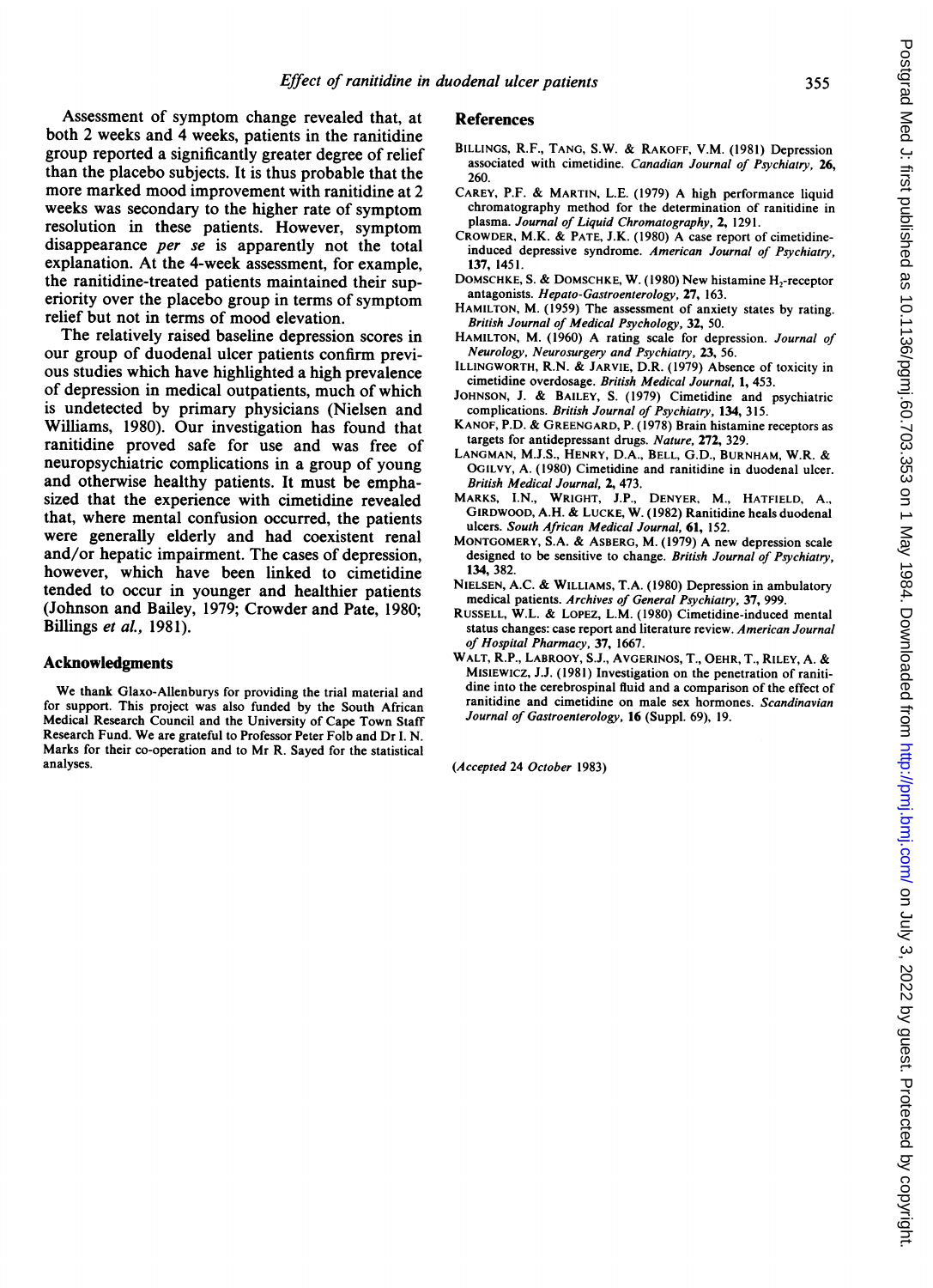Assessment of symptom change revealed that, at both 2 weeks and 4 weeks, patients in the ranitidine group reported a significantly greater degree of relief than the placebo subjects. It is thus probable that the more marked mood improvement with ranitidine at 2 weeks was secondary to the higher rate of symptom resolution in these patients. However, symptom disappearance *per se* is apparently not the total explanation. At the 4-week assessment, for example, the ranitidine-treated patients maintained their superiority over the placebo group in terms of symptom relief but not in terms of mood elevation.

The relatively raised baseline depression scores in our group of duodenal ulcer patients confirm previous studies which have highlighted a high prevalence of depression in medical outpatients, much of which is undetected by primary physicians (Nielsen and Williams, 1980). Our investigation has found that ranitidine proved safe for use and was free of neuropsychiatric complications in a group of young and otherwise healthy patients. It must be emphasized that the experience with cimetidine revealed that, where mental confusion occurred, the patients were generally elderly and had coexistent renal and/or hepatic impairment. The cases of depression, however, which have been linked to cimetidine tended to occur in younger and healthier patients (Johnson and Bailey, 1979; Crowder and Pate, 1980; Billings *et al.,* 1981).

## Acknowledgments

We thank Glaxo-Allenburys for providing the trial material and for support. This project was also funded by the South African Medical Research Council and the University of Cape Town Staff Research Fund. We are grateful to Professor Peter Folb and Dr I. N. Marks for their co-operation and to Mr R. Sayed for the statistical analyses.

## References

BILLINGS, R.F., TANG, S.W. & RAKOFF, V.M. (1981) Depression associated with cimetidine. *Canadian Journal of Psychiatry,* **26,** 260.

CAREY, P.F. & MARTIN, L.E. (1979) A high performance liquid chromatography method for the determination of ranitidine in plasma. *Journal of Liquid Chromatography,* **2,** 1291.

CROWDER, M.K. & PATE, J.K. (1980) A case report of cimetidine-induced depressive syndrome. *American Journal of Psychiatry,* **137,** 1451.

DOMSCHKE, S. & DOMSCHKE, W. (1980) New histamine $H_2$-receptor antagonists. *Hepato-Gastroenterology,* **27,** 163.

HAMILTON, M. (1959) The assessment of anxiety states by rating. *British Journal of Medical Psychology,* **32,** 50.

HAMILTON, M. (1960) A rating scale for depression. *Journal of Neurology, Neurosurgery and Psychiatry,* **23,** 56.

ILLINGWORTH, R.N. & JARVIE, D.R. (1979) Absence of toxicity in cimetidine overdosage. *British Medical Journal,* **1,** 453.

JOHNSON, J. & BAILEY, S. (1979) Cimetidine and psychiatric complications. *British Journal of Psychiatry,* **134,** 315.

KANOF, P.D. & GREENGARD, P. (1978) Brain histamine receptors as targets for antidepressant drugs. *Nature,* **272,** 329.

LANGMAN, M.J.S., HENRY, D.A., BELL, G.D., BURNHAM, W.R. & OGILVY, A. (1980) Cimetidine and ranitidine in duodenal ulcer. *British Medical Journal,* **2,** 473.

MARKS, I.N., WRIGHT, J.P., DENYER, M., HATFIELD, A., GIRDWOOD, A.H. & LUCKE, W. (1982) Ranitidine heals duodenal ulcers. *South African Medical Journal,* **61,** 152.

MONTGOMERY, S.A. & ASBERG, M. (1979) A new depression scale designed to be sensitive to change. *British Journal of Psychiatry,* **134,** 382.

NIELSEN, A.C. & WILLIAMS, T.A. (1980) Depression in ambulatory medical patients. *Archives of General Psychiatry,* **37,** 999.

RUSSELL, W.L. & LOPEZ, L.M. (1980) Cimetidine-induced mental status changes: case report and literature review. *American Journal of Hospital Pharmacy,* **37,** 1667.

WALT, R.P., LABROOY, S.J., AVGERINOS, T., OEHR, T., RILEY, A. & MISIEWICZ, J.J. (1981) Investigation on the penetration of ranitidine into the cerebrospinal fluid and a comparison of the effect of ranitidine and cimetidine on male sex hormones. *Scandinavian Journal of Gastroenterology,* **16** (Suppl. 69), 19.

(*Accepted 24 October 1983*)